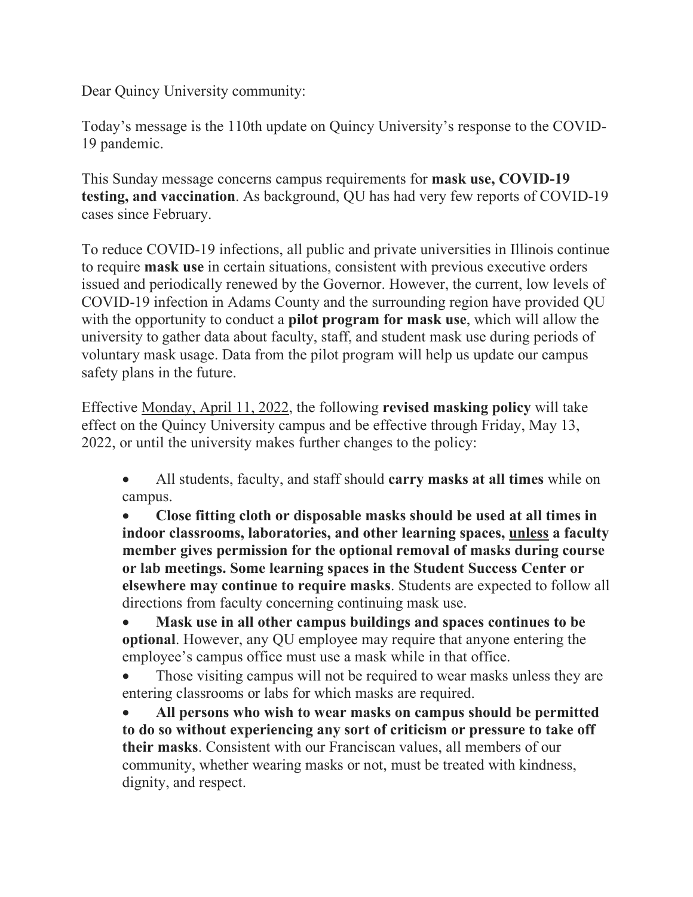Dear Quincy University community:

Today's message is the 110th update on Quincy University's response to the COVID-19 pandemic.

This Sunday message concerns campus requirements for **mask use, COVID-19 testing, and vaccination**. As background, QU has had very few reports of COVID-19 cases since February.

To reduce COVID-19 infections, all public and private universities in Illinois continue to require **mask use** in certain situations, consistent with previous executive orders issued and periodically renewed by the Governor. However, the current, low levels of COVID-19 infection in Adams County and the surrounding region have provided QU with the opportunity to conduct a **pilot program for mask use**, which will allow the university to gather data about faculty, staff, and student mask use during periods of voluntary mask usage. Data from the pilot program will help us update our campus safety plans in the future.

Effective <u>Monday, April 11, 2022</u>, the following **revised masking policy** will take effect on the Quincy University campus and be effective through Friday, May 13, 2022, or until the university makes further changes to the policy:

- All students, faculty, and staff should **carry masks at all times** while on campus.
- **Close fitting cloth or disposable masks should be used at all times in indoor classrooms, laboratories, and other learning spaces, <u>unless</u> a faculty member gives permission for the optional removal of masks during course or lab meetings. Some learning spaces in the Student Success Center or elsewhere may continue to require masks**. Students are expected to follow all directions from faculty concerning continuing mask use.
- **Mask use in all other campus buildings and spaces continues to be optional**. However, any QU employee may require that anyone entering the employee's campus office must use a mask while in that office.
- Those visiting campus will not be required to wear masks unless they are entering classrooms or labs for which masks are required.
- **All persons who wish to wear masks on campus should be permitted to do so without experiencing any sort of criticism or pressure to take off their masks**. Consistent with our Franciscan values, all members of our community, whether wearing masks or not, must be treated with kindness, dignity, and respect.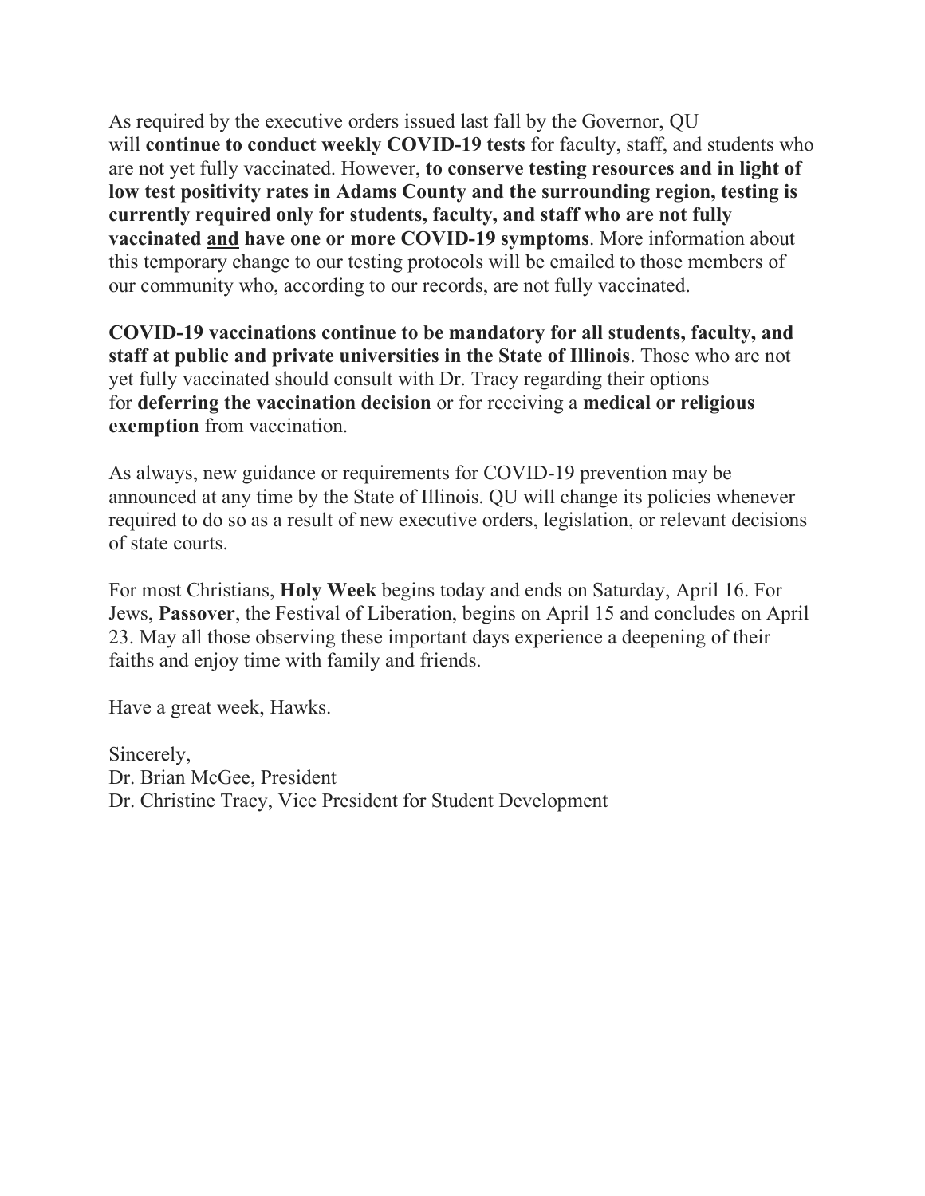As required by the executive orders issued last fall by the Governor, QU will **continue to conduct weekly COVID-19 tests** for faculty, staff, and students who are not yet fully vaccinated. However, **to conserve testing resources and in light of low test positivity rates in Adams County and the surrounding region, testing is currently required only for students, faculty, and staff who are not fully vaccinated <u>and</u> have one or more COVID-19 symptoms**. More information about this temporary change to our testing protocols will be emailed to those members of our community who, according to our records, are not fully vaccinated.

**COVID-19 vaccinations continue to be mandatory for all students, faculty, and staff at public and private universities in the State of Illinois**. Those who are not yet fully vaccinated should consult with Dr. Tracy regarding their options for **deferring the vaccination decision** or for receiving a **medical or religious exemption** from vaccination.

As always, new guidance or requirements for COVID-19 prevention may be announced at any time by the State of Illinois. QU will change its policies whenever required to do so as a result of new executive orders, legislation, or relevant decisions of state courts.

For most Christians, **Holy Week** begins today and ends on Saturday, April 16. For Jews, **Passover**, the Festival of Liberation, begins on April 15 and concludes on April 23. May all those observing these important days experience a deepening of their faiths and enjoy time with family and friends.

Have a great week, Hawks.

Sincerely,
Dr. Brian McGee, President
Dr. Christine Tracy, Vice President for Student Development